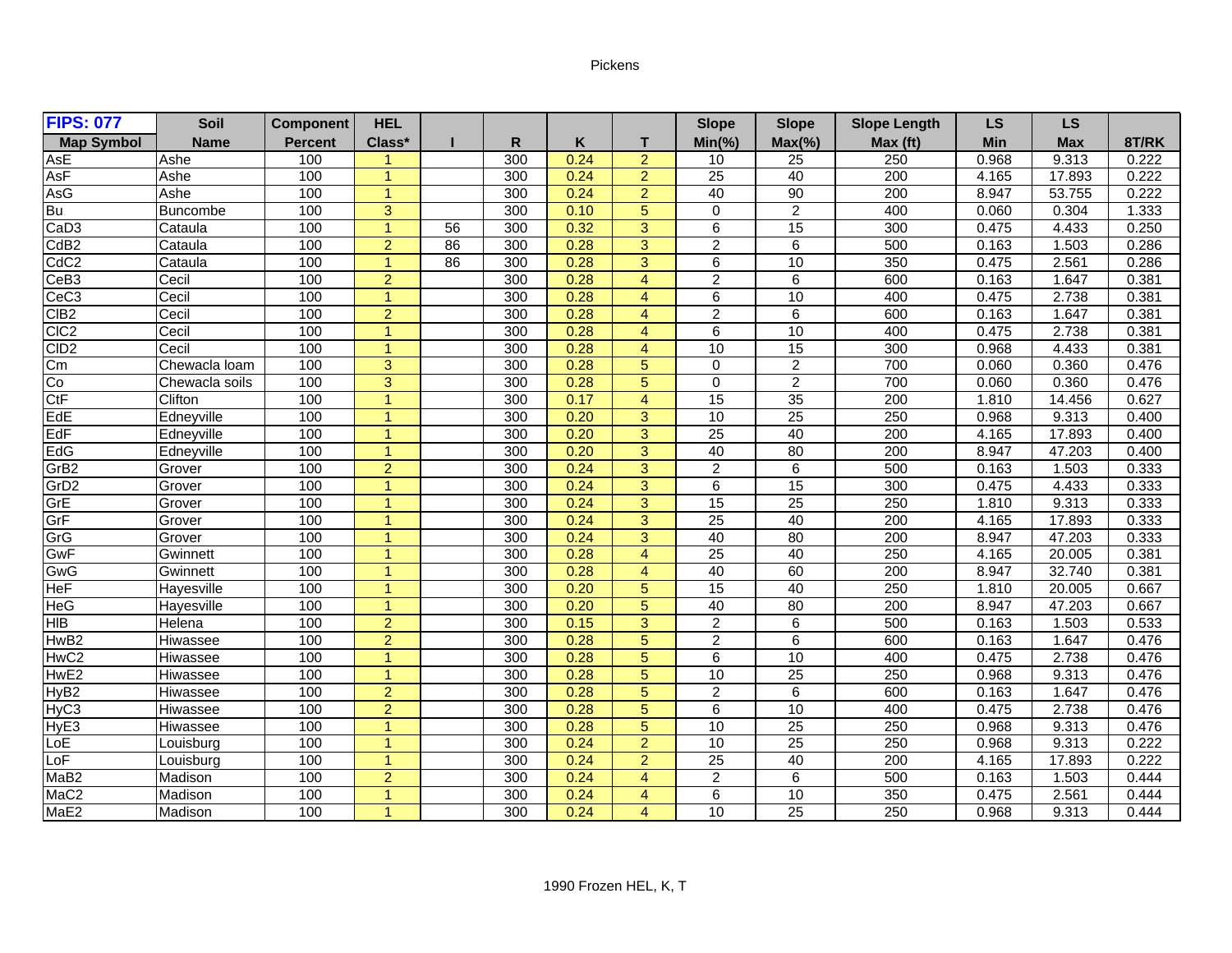Pickens

| FIPS: 077 | Soil | Component | HEL | | | | | Slope | Slope | Slope Length | LS | LS | |
|---|---|---|---|---|---|---|---|---|---|---|---|---|---|
| Map Symbol | Name | Percent | Class* | I | R | K | T | Min(%) | Max(%) | Max (ft) | Min | Max | 8T/RK |
| AsE | Ashe | 100 | 1 | | 300 | 0.24 | 2 | 10 | 25 | 250 | 0.968 | 9.313 | 0.222 |
| AsF | Ashe | 100 | 1 | | 300 | 0.24 | 2 | 25 | 40 | 200 | 4.165 | 17.893 | 0.222 |
| AsG | Ashe | 100 | 1 | | 300 | 0.24 | 2 | 40 | 90 | 200 | 8.947 | 53.755 | 0.222 |
| Bu | Buncombe | 100 | 3 | | 300 | 0.10 | 5 | 0 | 2 | 400 | 0.060 | 0.304 | 1.333 |
| CaD3 | Cataula | 100 | 1 | 56 | 300 | 0.32 | 3 | 6 | 15 | 300 | 0.475 | 4.433 | 0.250 |
| CdB2 | Cataula | 100 | 2 | 86 | 300 | 0.28 | 3 | 2 | 6 | 500 | 0.163 | 1.503 | 0.286 |
| CdC2 | Cataula | 100 | 1 | 86 | 300 | 0.28 | 3 | 6 | 10 | 350 | 0.475 | 2.561 | 0.286 |
| CeB3 | Cecil | 100 | 2 | | 300 | 0.28 | 4 | 2 | 6 | 600 | 0.163 | 1.647 | 0.381 |
| CeC3 | Cecil | 100 | 1 | | 300 | 0.28 | 4 | 6 | 10 | 400 | 0.475 | 2.738 | 0.381 |
| ClB2 | Cecil | 100 | 2 | | 300 | 0.28 | 4 | 2 | 6 | 600 | 0.163 | 1.647 | 0.381 |
| ClC2 | Cecil | 100 | 1 | | 300 | 0.28 | 4 | 6 | 10 | 400 | 0.475 | 2.738 | 0.381 |
| ClD2 | Cecil | 100 | 1 | | 300 | 0.28 | 4 | 10 | 15 | 300 | 0.968 | 4.433 | 0.381 |
| Cm | Chewacla loam | 100 | 3 | | 300 | 0.28 | 5 | 0 | 2 | 700 | 0.060 | 0.360 | 0.476 |
| Co | Chewacla soils | 100 | 3 | | 300 | 0.28 | 5 | 0 | 2 | 700 | 0.060 | 0.360 | 0.476 |
| CtF | Clifton | 100 | 1 | | 300 | 0.17 | 4 | 15 | 35 | 200 | 1.810 | 14.456 | 0.627 |
| EdE | Edneyville | 100 | 1 | | 300 | 0.20 | 3 | 10 | 25 | 250 | 0.968 | 9.313 | 0.400 |
| EdF | Edneyville | 100 | 1 | | 300 | 0.20 | 3 | 25 | 40 | 200 | 4.165 | 17.893 | 0.400 |
| EdG | Edneyville | 100 | 1 | | 300 | 0.20 | 3 | 40 | 80 | 200 | 8.947 | 47.203 | 0.400 |
| GrB2 | Grover | 100 | 2 | | 300 | 0.24 | 3 | 2 | 6 | 500 | 0.163 | 1.503 | 0.333 |
| GrD2 | Grover | 100 | 1 | | 300 | 0.24 | 3 | 6 | 15 | 300 | 0.475 | 4.433 | 0.333 |
| GrE | Grover | 100 | 1 | | 300 | 0.24 | 3 | 15 | 25 | 250 | 1.810 | 9.313 | 0.333 |
| GrF | Grover | 100 | 1 | | 300 | 0.24 | 3 | 25 | 40 | 200 | 4.165 | 17.893 | 0.333 |
| GrG | Grover | 100 | 1 | | 300 | 0.24 | 3 | 40 | 80 | 200 | 8.947 | 47.203 | 0.333 |
| GwF | Gwinnett | 100 | 1 | | 300 | 0.28 | 4 | 25 | 40 | 250 | 4.165 | 20.005 | 0.381 |
| GwG | Gwinnett | 100 | 1 | | 300 | 0.28 | 4 | 40 | 60 | 200 | 8.947 | 32.740 | 0.381 |
| HeF | Hayesville | 100 | 1 | | 300 | 0.20 | 5 | 15 | 40 | 250 | 1.810 | 20.005 | 0.667 |
| HeG | Hayesville | 100 | 1 | | 300 | 0.20 | 5 | 40 | 80 | 200 | 8.947 | 47.203 | 0.667 |
| HlB | Helena | 100 | 2 | | 300 | 0.15 | 3 | 2 | 6 | 500 | 0.163 | 1.503 | 0.533 |
| HwB2 | Hiwassee | 100 | 2 | | 300 | 0.28 | 5 | 2 | 6 | 600 | 0.163 | 1.647 | 0.476 |
| HwC2 | Hiwassee | 100 | 1 | | 300 | 0.28 | 5 | 6 | 10 | 400 | 0.475 | 2.738 | 0.476 |
| HwE2 | Hiwassee | 100 | 1 | | 300 | 0.28 | 5 | 10 | 25 | 250 | 0.968 | 9.313 | 0.476 |
| HyB2 | Hiwassee | 100 | 2 | | 300 | 0.28 | 5 | 2 | 6 | 600 | 0.163 | 1.647 | 0.476 |
| HyC3 | Hiwassee | 100 | 2 | | 300 | 0.28 | 5 | 6 | 10 | 400 | 0.475 | 2.738 | 0.476 |
| HyE3 | Hiwassee | 100 | 1 | | 300 | 0.28 | 5 | 10 | 25 | 250 | 0.968 | 9.313 | 0.476 |
| LoE | Louisburg | 100 | 1 | | 300 | 0.24 | 2 | 10 | 25 | 250 | 0.968 | 9.313 | 0.222 |
| LoF | Louisburg | 100 | 1 | | 300 | 0.24 | 2 | 25 | 40 | 200 | 4.165 | 17.893 | 0.222 |
| MaB2 | Madison | 100 | 2 | | 300 | 0.24 | 4 | 2 | 6 | 500 | 0.163 | 1.503 | 0.444 |
| MaC2 | Madison | 100 | 1 | | 300 | 0.24 | 4 | 6 | 10 | 350 | 0.475 | 2.561 | 0.444 |
| MaE2 | Madison | 100 | 1 | | 300 | 0.24 | 4 | 10 | 25 | 250 | 0.968 | 9.313 | 0.444 |

1990 Frozen HEL, K, T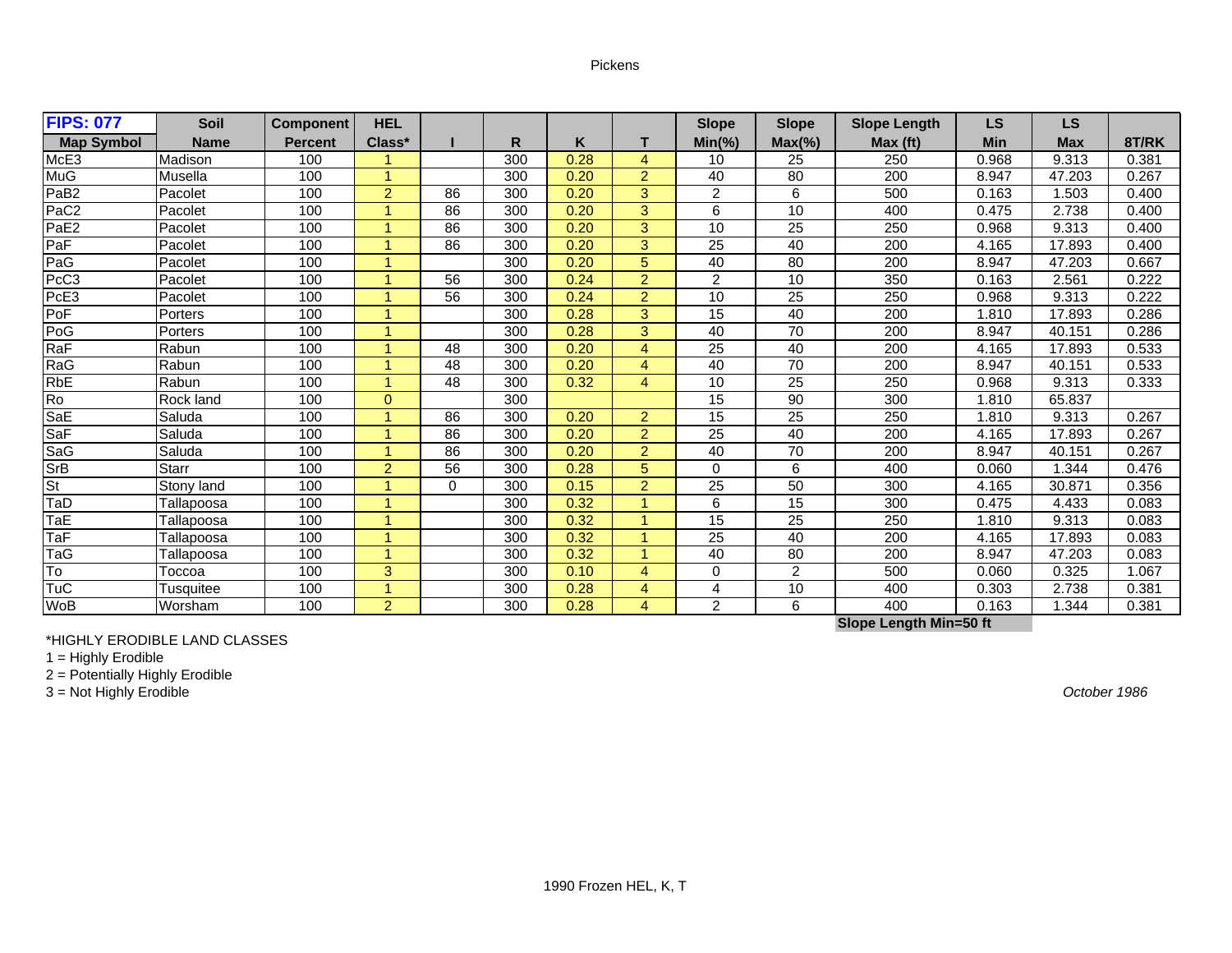Pickens

| FIPS: 077 | Soil | Component | HEL | | | | | Slope | Slope | Slope Length | LS | LS | |
|---|---|---|---|---|---|---|---|---|---|---|---|---|---|
| Map Symbol | Name | Percent | Class* | I | R | K | T | Min(%) | Max(%) | Max (ft) | Min | Max | 8T/RK |
| McE3 | Madison | 100 | 1 | | 300 | 0.28 | 4 | 10 | 25 | 250 | 0.968 | 9.313 | 0.381 |
| MuG | Musella | 100 | 1 | | 300 | 0.20 | 2 | 40 | 80 | 200 | 8.947 | 47.203 | 0.267 |
| PaB2 | Pacolet | 100 | 2 | 86 | 300 | 0.20 | 3 | 2 | 6 | 500 | 0.163 | 1.503 | 0.400 |
| PaC2 | Pacolet | 100 | 1 | 86 | 300 | 0.20 | 3 | 6 | 10 | 400 | 0.475 | 2.738 | 0.400 |
| PaE2 | Pacolet | 100 | 1 | 86 | 300 | 0.20 | 3 | 10 | 25 | 250 | 0.968 | 9.313 | 0.400 |
| PaF | Pacolet | 100 | 1 | 86 | 300 | 0.20 | 3 | 25 | 40 | 200 | 4.165 | 17.893 | 0.400 |
| PaG | Pacolet | 100 | 1 | | 300 | 0.20 | 5 | 40 | 80 | 200 | 8.947 | 47.203 | 0.667 |
| PcC3 | Pacolet | 100 | 1 | 56 | 300 | 0.24 | 2 | 2 | 10 | 350 | 0.163 | 2.561 | 0.222 |
| PcE3 | Pacolet | 100 | 1 | 56 | 300 | 0.24 | 2 | 10 | 25 | 250 | 0.968 | 9.313 | 0.222 |
| PoF | Porters | 100 | 1 | | 300 | 0.28 | 3 | 15 | 40 | 200 | 1.810 | 17.893 | 0.286 |
| PoG | Porters | 100 | 1 | | 300 | 0.28 | 3 | 40 | 70 | 200 | 8.947 | 40.151 | 0.286 |
| RaF | Rabun | 100 | 1 | 48 | 300 | 0.20 | 4 | 25 | 40 | 200 | 4.165 | 17.893 | 0.533 |
| RaG | Rabun | 100 | 1 | 48 | 300 | 0.20 | 4 | 40 | 70 | 200 | 8.947 | 40.151 | 0.533 |
| RbE | Rabun | 100 | 1 | 48 | 300 | 0.32 | 4 | 10 | 25 | 250 | 0.968 | 9.313 | 0.333 |
| Ro | Rock land | 100 | 0 | | 300 | | | 15 | 90 | 300 | 1.810 | 65.837 | |
| SaE | Saluda | 100 | 1 | 86 | 300 | 0.20 | 2 | 15 | 25 | 250 | 1.810 | 9.313 | 0.267 |
| SaF | Saluda | 100 | 1 | 86 | 300 | 0.20 | 2 | 25 | 40 | 200 | 4.165 | 17.893 | 0.267 |
| SaG | Saluda | 100 | 1 | 86 | 300 | 0.20 | 2 | 40 | 70 | 200 | 8.947 | 40.151 | 0.267 |
| SrB | Starr | 100 | 2 | 56 | 300 | 0.28 | 5 | 0 | 6 | 400 | 0.060 | 1.344 | 0.476 |
| St | Stony land | 100 | 1 | 0 | 300 | 0.15 | 2 | 25 | 50 | 300 | 4.165 | 30.871 | 0.356 |
| TaD | Tallapoosa | 100 | 1 | | 300 | 0.32 | 1 | 6 | 15 | 300 | 0.475 | 4.433 | 0.083 |
| TaE | Tallapoosa | 100 | 1 | | 300 | 0.32 | 1 | 15 | 25 | 250 | 1.810 | 9.313 | 0.083 |
| TaF | Tallapoosa | 100 | 1 | | 300 | 0.32 | 1 | 25 | 40 | 200 | 4.165 | 17.893 | 0.083 |
| TaG | Tallapoosa | 100 | 1 | | 300 | 0.32 | 1 | 40 | 80 | 200 | 8.947 | 47.203 | 0.083 |
| To | Toccoa | 100 | 3 | | 300 | 0.10 | 4 | 0 | 2 | 500 | 0.060 | 0.325 | 1.067 |
| TuC | Tusquitee | 100 | 1 | | 300 | 0.28 | 4 | 4 | 10 | 400 | 0.303 | 2.738 | 0.381 |
| WoB | Worsham | 100 | 2 | | 300 | 0.28 | 4 | 2 | 6 | 400 | 0.163 | 1.344 | 0.381 |

**Slope Length Min=50 ft**

*HIGHLY ERODIBLE LAND CLASSES

1 = Highly Erodible

2 = Potentially Highly Erodible

3 = Not Highly Erodible

*October 1986*

1990 Frozen HEL, K, T